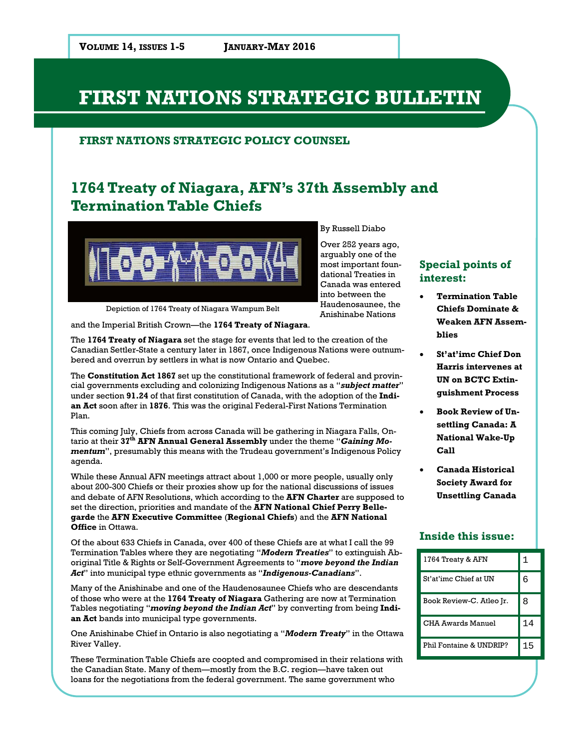# FIRST NATIONS STRATEGIC BULLETIN

**FIRST NATIONS STRATEGIC POLICY COUNSEL**

## 1764 Treaty of Niagara, AFN's 37th Assembly and Termination Table Chiefs

Depiction of 1764 Treaty of Niagara Wampum Belt

By Russell Diabo

Over 252 years ago, arguably one of the most important foundational Treaties in Canada was entered into between the Haudenosaunee, the Anishinabe Nations and the Imperial British Crown—the **1764 Treaty of Niagara**.

The **1764 Treaty of Niagara** set the stage for events that led to the creation of the Canadian Settler-State a century later in 1867, once Indigenous Nations were outnumbered and overrun by settlers in what is now Ontario and Quebec.

The **Constitution Act 1867** set up the constitutional framework of federal and provincial governments excluding and colonizing Indigenous Nations as a "***subject matter***" under section **91.24** of that first constitution of Canada, with the adoption of the **Indian Act** soon after in **1876**. This was the original Federal-First Nations Termination Plan.

This coming July, Chiefs from across Canada will be gathering in Niagara Falls, Ontario at their **37th AFN Annual General Assembly** under the theme "***Gaining Momentum***", presumably this means with the Trudeau government's Indigenous Policy agenda.

While these Annual AFN meetings attract about 1,000 or more people, usually only about 200-300 Chiefs or their proxies show up for the national discussions of issues and debate of AFN Resolutions, which according to the **AFN Charter** are supposed to set the direction, priorities and mandate of the **AFN National Chief Perry Bellegarde** the **AFN Executive Committee** (**Regional Chiefs**) and the **AFN National Office** in Ottawa.

Of the about 633 Chiefs in Canada, over 400 of these Chiefs are at what I call the 99 Termination Tables where they are negotiating "***Modern Treaties***" to extinguish Aboriginal Title & Rights or Self-Government Agreements to "***move beyond the Indian Act***" into municipal type ethnic governments as "***Indigenous-Canadians***".

Many of the Anishinabe and one of the Haudenosaunee Chiefs who are descendants of those who were at the **1764 Treaty of Niagara** Gathering are now at Termination Tables negotiating "***moving beyond the Indian Act***" by converting from being **Indian Act** bands into municipal type governments.

One Anishinabe Chief in Ontario is also negotiating a "***Modern Treaty***" in the Ottawa River Valley.

These Termination Table Chiefs are coopted and compromised in their relations with the Canadian State. Many of them—mostly from the B.C. region—have taken out loans for the negotiations from the federal government. The same government who

### Special points of interest:

- **Termination Table Chiefs Dominate & Weaken AFN Assemblies**
- **St'at'imc Chief Don Harris intervenes at UN on BCTC Extinguishment Process**
- **Book Review of Unsettling Canada: A National Wake-Up Call**
- **Canada Historical Society Award for Unsettling Canada**

### Inside this issue:

| | |
|---|---|
| 1764 Treaty & AFN | 1 |
| St'at'imc Chief at UN | 6 |
| Book Review-C. Atleo Jr. | 8 |
| CHA Awards Manuel | 14 |
| Phil Fontaine & UNDRIP? | 15 |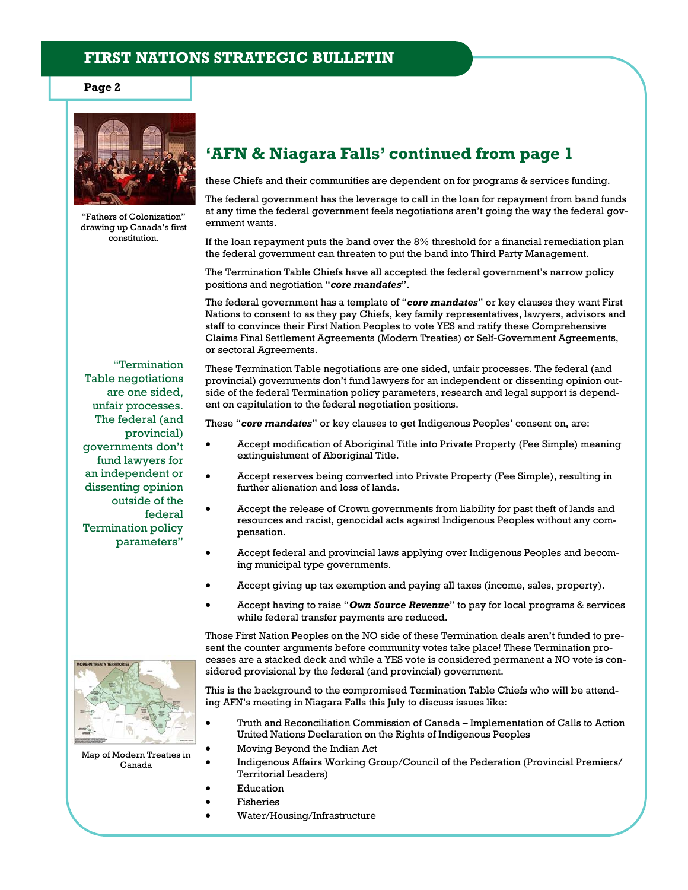## 'AFN & Niagara Falls' continued from page 1

these Chiefs and their communities are dependent on for programs & services funding.

The federal government has the leverage to call in the loan for repayment from band funds at any time the federal government feels negotiations aren't going the way the federal government wants.

If the loan repayment puts the band over the 8% threshold for a financial remediation plan the federal government can threaten to put the band into Third Party Management.

The Termination Table Chiefs have all accepted the federal government's narrow policy positions and negotiation "***core mandates***".

The federal government has a template of "***core mandates***" or key clauses they want First Nations to consent to as they pay Chiefs, key family representatives, lawyers, advisors and staff to convince their First Nation Peoples to vote YES and ratify these Comprehensive Claims Final Settlement Agreements (Modern Treaties) or Self-Government Agreements, or sectoral Agreements.

These Termination Table negotiations are one sided, unfair processes. The federal (and provincial) governments don't fund lawyers for an independent or dissenting opinion outside of the federal Termination policy parameters, research and legal support is dependent on capitulation to the federal negotiation positions.

These "***core mandates***" or key clauses to get Indigenous Peoples' consent on, are:

- Accept modification of Aboriginal Title into Private Property (Fee Simple) meaning extinguishment of Aboriginal Title.
- Accept reserves being converted into Private Property (Fee Simple), resulting in further alienation and loss of lands.
- Accept the release of Crown governments from liability for past theft of lands and resources and racist, genocidal acts against Indigenous Peoples without any compensation.
- Accept federal and provincial laws applying over Indigenous Peoples and becoming municipal type governments.
- Accept giving up tax exemption and paying all taxes (income, sales, property).
- Accept having to raise "***Own Source Revenue***" to pay for local programs & services while federal transfer payments are reduced.

Those First Nation Peoples on the NO side of these Termination deals aren't funded to present the counter arguments before community votes take place! These Termination processes are a stacked deck and while a YES vote is considered permanent a NO vote is considered provisional by the federal (and provincial) government.

This is the background to the compromised Termination Table Chiefs who will be attending AFN's meeting in Niagara Falls this July to discuss issues like:

- Truth and Reconciliation Commission of Canada – Implementation of Calls to Action United Nations Declaration on the Rights of Indigenous Peoples
- Moving Beyond the Indian Act
- Indigenous Affairs Working Group/Council of the Federation (Provincial Premiers/ Territorial Leaders)
- Education
- Fisheries
- Water/Housing/Infrastructure

"Fathers of Colonization" drawing up Canada's first constitution.

"Termination Table negotiations are one sided, unfair processes. The federal (and provincial) governments don't fund lawyers for an independent or dissenting opinion outside of the federal Termination policy parameters"

Map of Modern Treaties in Canada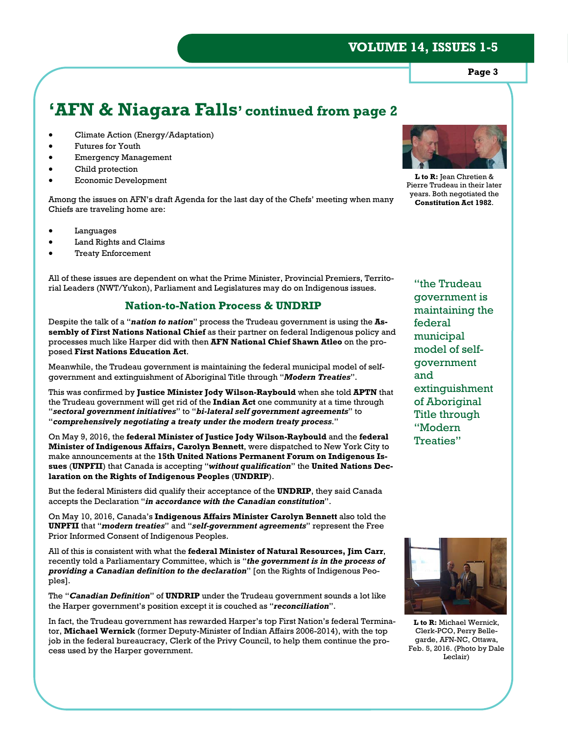# 'AFN & Niagara Falls' continued from page 2

- Climate Action (Energy/Adaptation)
- Futures for Youth
- Emergency Management
- Child protection
- Economic Development

Among the issues on AFN's draft Agenda for the last day of the Chefs' meeting when many Chiefs are traveling home are:

- Languages
- Land Rights and Claims
- Treaty Enforcement

All of these issues are dependent on what the Prime Minister, Provincial Premiers, Territorial Leaders (NWT/Yukon), Parliament and Legislatures may do on Indigenous issues.

**L to R:** Jean Chretien & Pierre Trudeau in their later years. Both negotiated the **Constitution Act 1982**.

## Nation-to-Nation Process & UNDRIP

Despite the talk of a "***nation to nation***" process the Trudeau government is using the **Assembly of First Nations National Chief** as their partner on federal Indigenous policy and processes much like Harper did with then **AFN National Chief Shawn Atleo** on the proposed **First Nations Education Act**.

Meanwhile, the Trudeau government is maintaining the federal municipal model of self-government and extinguishment of Aboriginal Title through "***Modern Treaties***".

> "the Trudeau government is maintaining the federal municipal model of self-government and extinguishment of Aboriginal Title through "Modern Treaties"

This was confirmed by **Justice Minister Jody Wilson-Raybould** when she told **APTN** that the Trudeau government will get rid of the **Indian Act** one community at a time through "***sectoral government initiatives***" to "***bi-lateral self government agreements***" to "***comprehensively negotiating a treaty under the modern treaty process***."

On May 9, 2016, the **federal Minister of Justice Jody Wilson-Raybould** and the **federal Minister of Indigenous Affairs, Carolyn Bennett**, were dispatched to New York City to make announcements at the **15th United Nations Permanent Forum on Indigenous Issues** (**UNPFII**) that Canada is accepting "***without qualification***" the **United Nations Declaration on the Rights of Indigenous Peoples** (**UNDRIP**).

But the federal Ministers did qualify their acceptance of the **UNDRIP**, they said Canada accepts the Declaration "***in accordance with the Canadian constitution***".

On May 10, 2016, Canada's **Indigenous Affairs Minister Carolyn Bennett** also told the **UNPFII** that "***modern treaties***" and "***self-government agreements***" represent the Free Prior Informed Consent of Indigenous Peoples.

All of this is consistent with what the **federal Minister of Natural Resources, Jim Carr**, recently told a Parliamentary Committee, which is "***the government is in the process of providing a Canadian definition to the declaration***" [on the Rights of Indigenous Peoples].

The "***Canadian Definition***" of **UNDRIP** under the Trudeau government sounds a lot like the Harper government's position except it is couched as "***reconciliation***".

In fact, the Trudeau government has rewarded Harper's top First Nation's federal Terminator, **Michael Wernick** (former Deputy-Minister of Indian Affairs 2006-2014), with the top job in the federal bureaucracy, Clerk of the Privy Council, to help them continue the process used by the Harper government.

**L to R:** Michael Wernick, Clerk-PCO, Perry Bellegarde, AFN-NC, Ottawa, Feb. 5, 2016. (Photo by Dale Leclair)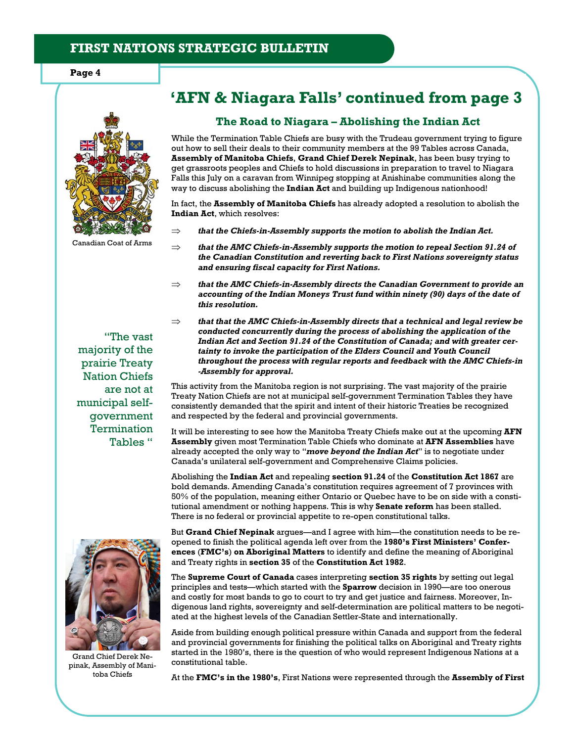## 'AFN & Niagara Falls' continued from page 3

### The Road to Niagara – Abolishing the Indian Act

While the Termination Table Chiefs are busy with the Trudeau government trying to figure out how to sell their deals to their community members at the 99 Tables across Canada, **Assembly of Manitoba Chiefs**, **Grand Chief Derek Nepinak**, has been busy trying to get grassroots peoples and Chiefs to hold discussions in preparation to travel to Niagara Falls this July on a caravan from Winnipeg stopping at Anishinabe communities along the way to discuss abolishing the **Indian Act** and building up Indigenous nationhood!

In fact, the **Assembly of Manitoba Chiefs** has already adopted a resolution to abolish the **Indian Act**, which resolves:

⇒ ***that the Chiefs-in-Assembly supports the motion to abolish the Indian Act.***

⇒ ***that the AMC Chiefs-in-Assembly supports the motion to repeal Section 91.24 of the Canadian Constitution and reverting back to First Nations sovereignty status and ensuring fiscal capacity for First Nations.***

⇒ ***that the AMC Chiefs-in-Assembly directs the Canadian Government to provide an accounting of the Indian Moneys Trust fund within ninety (90) days of the date of this resolution.***

⇒ ***that that the AMC Chiefs-in-Assembly directs that a technical and legal review be conducted concurrently during the process of abolishing the application of the Indian Act and Section 91.24 of the Constitution of Canada; and with greater certainty to invoke the participation of the Elders Council and Youth Council throughout the process with regular reports and feedback with the AMC Chiefs-in-Assembly for approval.***

Canadian Coat of Arms

"The vast majority of the prairie Treaty Nation Chiefs are not at municipal self-government Termination Tables "

This activity from the Manitoba region is not surprising. The vast majority of the prairie Treaty Nation Chiefs are not at municipal self-government Termination Tables they have consistently demanded that the spirit and intent of their historic Treaties be recognized and respected by the federal and provincial governments.

It will be interesting to see how the Manitoba Treaty Chiefs make out at the upcoming **AFN Assembly** given most Termination Table Chiefs who dominate at **AFN Assemblies** have already accepted the only way to "***move beyond the Indian Act***" is to negotiate under Canada's unilateral self-government and Comprehensive Claims policies.

Abolishing the **Indian Act** and repealing **section 91.24** of the **Constitution Act 1867** are bold demands. Amending Canada's constitution requires agreement of 7 provinces with 50% of the population, meaning either Ontario or Quebec have to be on side with a constitutional amendment or nothing happens. This is why **Senate reform** has been stalled. There is no federal or provincial appetite to re-open constitutional talks.

But **Grand Chief Nepinak** argues—and I agree with him—the constitution needs to be re-opened to finish the political agenda left over from the **1980's First Ministers' Conferences** (**FMC's**) **on Aboriginal Matters** to identify and define the meaning of Aboriginal and Treaty rights in **section 35** of the **Constitution Act 1982**.

The **Supreme Court of Canada** cases interpreting **section 35 rights** by setting out legal principles and tests—which started with the **Sparrow** decision in 1990—are too onerous and costly for most bands to go to court to try and get justice and fairness. Moreover, Indigenous land rights, sovereignty and self-determination are political matters to be negotiated at the highest levels of the Canadian Settler-State and internationally.

Aside from building enough political pressure within Canada and support from the federal and provincial governments for finishing the political talks on Aboriginal and Treaty rights started in the 1980's, there is the question of who would represent Indigenous Nations at a constitutional table.

At the **FMC's in the 1980's**, First Nations were represented through the **Assembly of First**

Grand Chief Derek Nepinak, Assembly of Manitoba Chiefs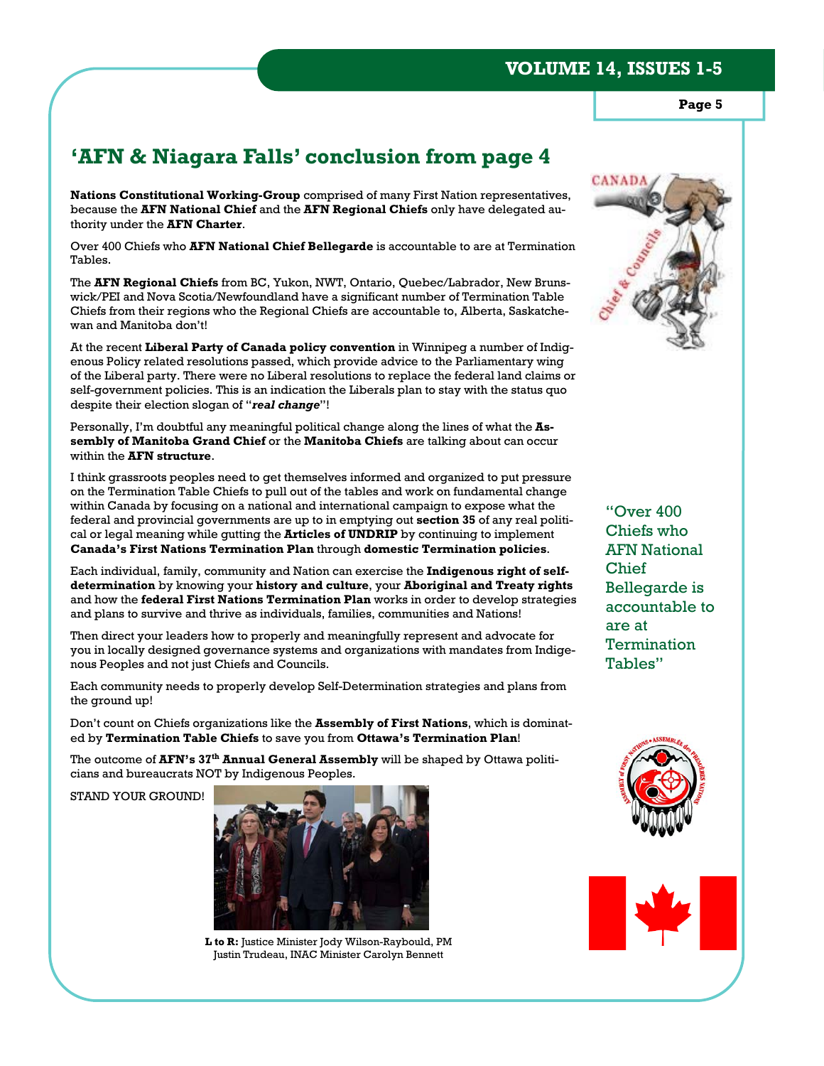## 'AFN & Niagara Falls' conclusion from page 4

**Nations Constitutional Working-Group** comprised of many First Nation representatives, because the **AFN National Chief** and the **AFN Regional Chiefs** only have delegated authority under the **AFN Charter**.

Over 400 Chiefs who **AFN National Chief Bellegarde** is accountable to are at Termination Tables.

The **AFN Regional Chiefs** from BC, Yukon, NWT, Ontario, Quebec/Labrador, New Brunswick/PEI and Nova Scotia/Newfoundland have a significant number of Termination Table Chiefs from their regions who the Regional Chiefs are accountable to, Alberta, Saskatchewan and Manitoba don't!

At the recent **Liberal Party of Canada policy convention** in Winnipeg a number of Indigenous Policy related resolutions passed, which provide advice to the Parliamentary wing of the Liberal party. There were no Liberal resolutions to replace the federal land claims or self-government policies. This is an indication the Liberals plan to stay with the status quo despite their election slogan of "***real change***"!

Personally, I'm doubtful any meaningful political change along the lines of what the **Assembly of Manitoba Grand Chief** or the **Manitoba Chiefs** are talking about can occur within the **AFN structure**.

I think grassroots peoples need to get themselves informed and organized to put pressure on the Termination Table Chiefs to pull out of the tables and work on fundamental change within Canada by focusing on a national and international campaign to expose what the federal and provincial governments are up to in emptying out **section 35** of any real political or legal meaning while gutting the **Articles of UNDRIP** by continuing to implement **Canada's First Nations Termination Plan** through **domestic Termination policies**.

Each individual, family, community and Nation can exercise the **Indigenous right of self-determination** by knowing your **history and culture**, your **Aboriginal and Treaty rights** and how the **federal First Nations Termination Plan** works in order to develop strategies and plans to survive and thrive as individuals, families, communities and Nations!

Then direct your leaders how to properly and meaningfully represent and advocate for you in locally designed governance systems and organizations with mandates from Indigenous Peoples and not just Chiefs and Councils.

Each community needs to properly develop Self-Determination strategies and plans from the ground up!

Don't count on Chiefs organizations like the **Assembly of First Nations**, which is dominated by **Termination Table Chiefs** to save you from **Ottawa's Termination Plan**!

The outcome of **AFN's 37th Annual General Assembly** will be shaped by Ottawa politicians and bureaucrats NOT by Indigenous Peoples.

STAND YOUR GROUND!

**L to R:** Justice Minister Jody Wilson-Raybould, PM Justin Trudeau, INAC Minister Carolyn Bennett

"Over 400 Chiefs who AFN National Chief Bellegarde is accountable to are at Termination Tables"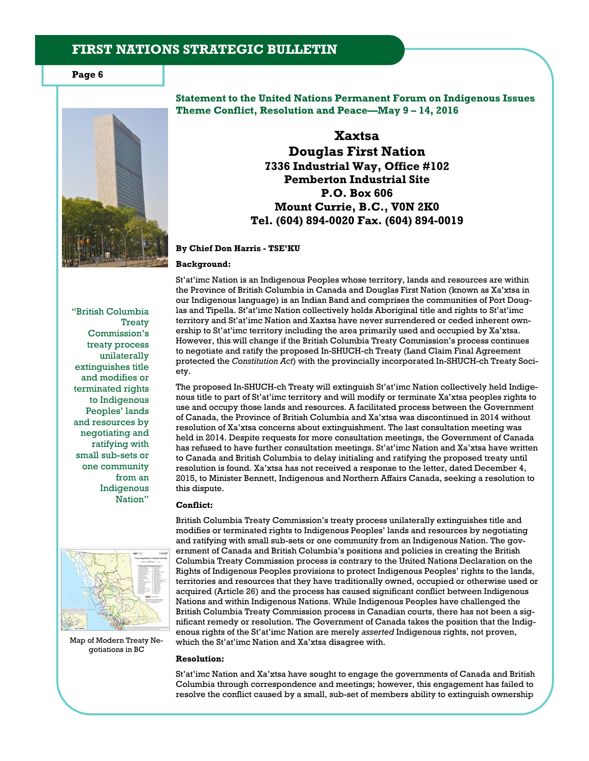## Statement to the United Nations Permanent Forum on Indigenous Issues Theme Conflict, Resolution and Peace—May 9 – 14, 2016

**Xaxtsa**
**Douglas First Nation**
**7336 Industrial Way, Office #102**
**Pemberton Industrial Site**
**P.O. Box 606**
**Mount Currie, B.C., V0N 2K0**
**Tel. (604) 894-0020 Fax. (604) 894-0019**

**By Chief Don Harris - TSE'KU**

**Background:**

St'at'imc Nation is an Indigenous Peoples whose territory, lands and resources are within the Province of British Columbia in Canada and Douglas First Nation (known as Xa'xtsa in our Indigenous language) is an Indian Band and comprises the communities of Port Douglas and Tipella. St'at'imc Nation collectively holds Aboriginal title and rights to St'at'imc territory and St'at'imc Nation and Xaxtsa have never surrendered or ceded inherent ownership to St'at'imc territory including the area primarily used and occupied by Xa'xtsa. However, this will change if the British Columbia Treaty Commission's process continues to negotiate and ratify the proposed In-SHUCH-ch Treaty (Land Claim Final Agreement protected the *Constitution Act*) with the provincially incorporated In-SHUCH-ch Treaty Society.

The proposed In-SHUCH-ch Treaty will extinguish St'at'imc Nation collectively held Indigenous title to part of St'at'imc territory and will modify or terminate Xa'xtsa peoples rights to use and occupy those lands and resources. A facilitated process between the Government of Canada, the Province of British Columbia and Xa'xtsa was discontinued in 2014 without resolution of Xa'xtsa concerns about extinguishment. The last consultation meeting was held in 2014. Despite requests for more consultation meetings, the Government of Canada has refused to have further consultation meetings. St'at'imc Nation and Xa'xtsa have written to Canada and British Columbia to delay initialing and ratifying the proposed treaty until resolution is found. Xa'xtsa has not received a response to the letter, dated December 4, 2015, to Minister Bennett, Indigenous and Northern Affairs Canada, seeking a resolution to this dispute.

"British Columbia Treaty Commission's treaty process unilaterally extinguishes title and modifies or terminated rights to Indigenous Peoples' lands and resources by negotiating and ratifying with small sub-sets or one community from an Indigenous Nation"

**Conflict:**

British Columbia Treaty Commission's treaty process unilaterally extinguishes title and modifies or terminated rights to Indigenous Peoples' lands and resources by negotiating and ratifying with small sub-sets or one community from an Indigenous Nation. The government of Canada and British Columbia's positions and policies in creating the British Columbia Treaty Commission process is contrary to the United Nations Declaration on the Rights of Indigenous Peoples provisions to protect Indigenous Peoples' rights to the lands, territories and resources that they have traditionally owned, occupied or otherwise used or acquired (Article 26) and the process has caused significant conflict between Indigenous Nations and within Indigenous Nations. While Indigenous Peoples have challenged the British Columbia Treaty Commission process in Canadian courts, there has not been a significant remedy or resolution. The Government of Canada takes the position that the Indigenous rights of the St'at'imc Nation are merely *asserted* Indigenous rights, not proven, which the St'at'imc Nation and Xa'xtsa disagree with.

Map of Modern Treaty Negotiations in BC

**Resolution:**

St'at'imc Nation and Xa'xtsa have sought to engage the governments of Canada and British Columbia through correspondence and meetings; however, this engagement has failed to resolve the conflict caused by a small, sub-set of members ability to extinguish ownership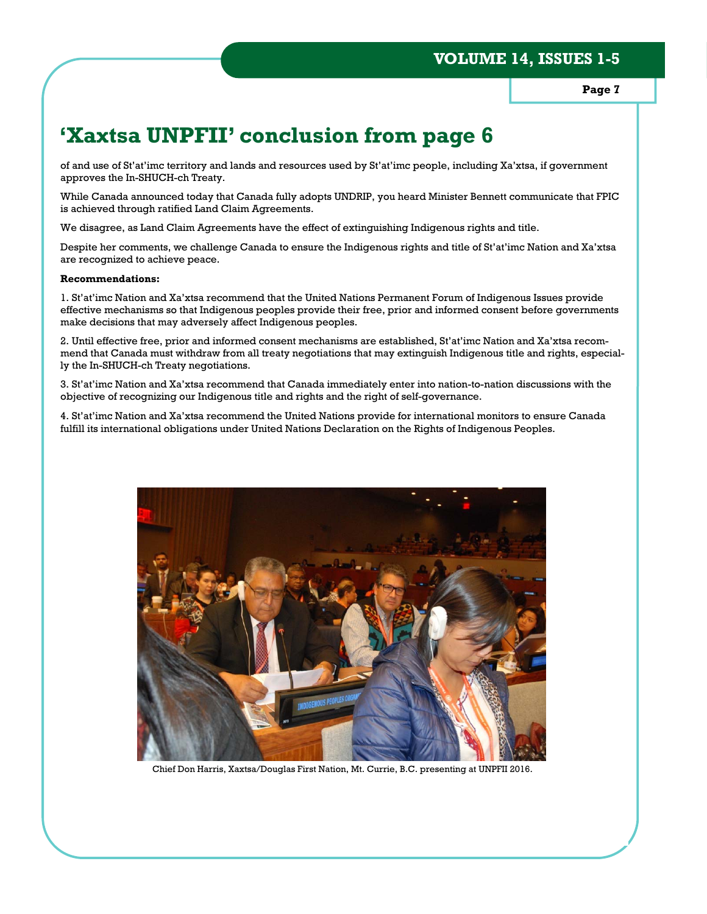# 'Xaxtsa UNPFII' conclusion from page 6

of and use of St'at'imc territory and lands and resources used by St'at'imc people, including Xa'xtsa, if government approves the In-SHUCH-ch Treaty.

While Canada announced today that Canada fully adopts UNDRIP, you heard Minister Bennett communicate that FPIC is achieved through ratified Land Claim Agreements.

We disagree, as Land Claim Agreements have the effect of extinguishing Indigenous rights and title.

Despite her comments, we challenge Canada to ensure the Indigenous rights and title of St'at'imc Nation and Xa'xtsa are recognized to achieve peace.

**Recommendations:**

1. St'at'imc Nation and Xa'xtsa recommend that the United Nations Permanent Forum of Indigenous Issues provide effective mechanisms so that Indigenous peoples provide their free, prior and informed consent before governments make decisions that may adversely affect Indigenous peoples.

2. Until effective free, prior and informed consent mechanisms are established, St'at'imc Nation and Xa'xtsa recommend that Canada must withdraw from all treaty negotiations that may extinguish Indigenous title and rights, especially the In-SHUCH-ch Treaty negotiations.

3. St'at'imc Nation and Xa'xtsa recommend that Canada immediately enter into nation-to-nation discussions with the objective of recognizing our Indigenous title and rights and the right of self-governance.

4. St'at'imc Nation and Xa'xtsa recommend the United Nations provide for international monitors to ensure Canada fulfill its international obligations under United Nations Declaration on the Rights of Indigenous Peoples.

Chief Don Harris, Xaxtsa/Douglas First Nation, Mt. Currie, B.C. presenting at UNPFII 2016.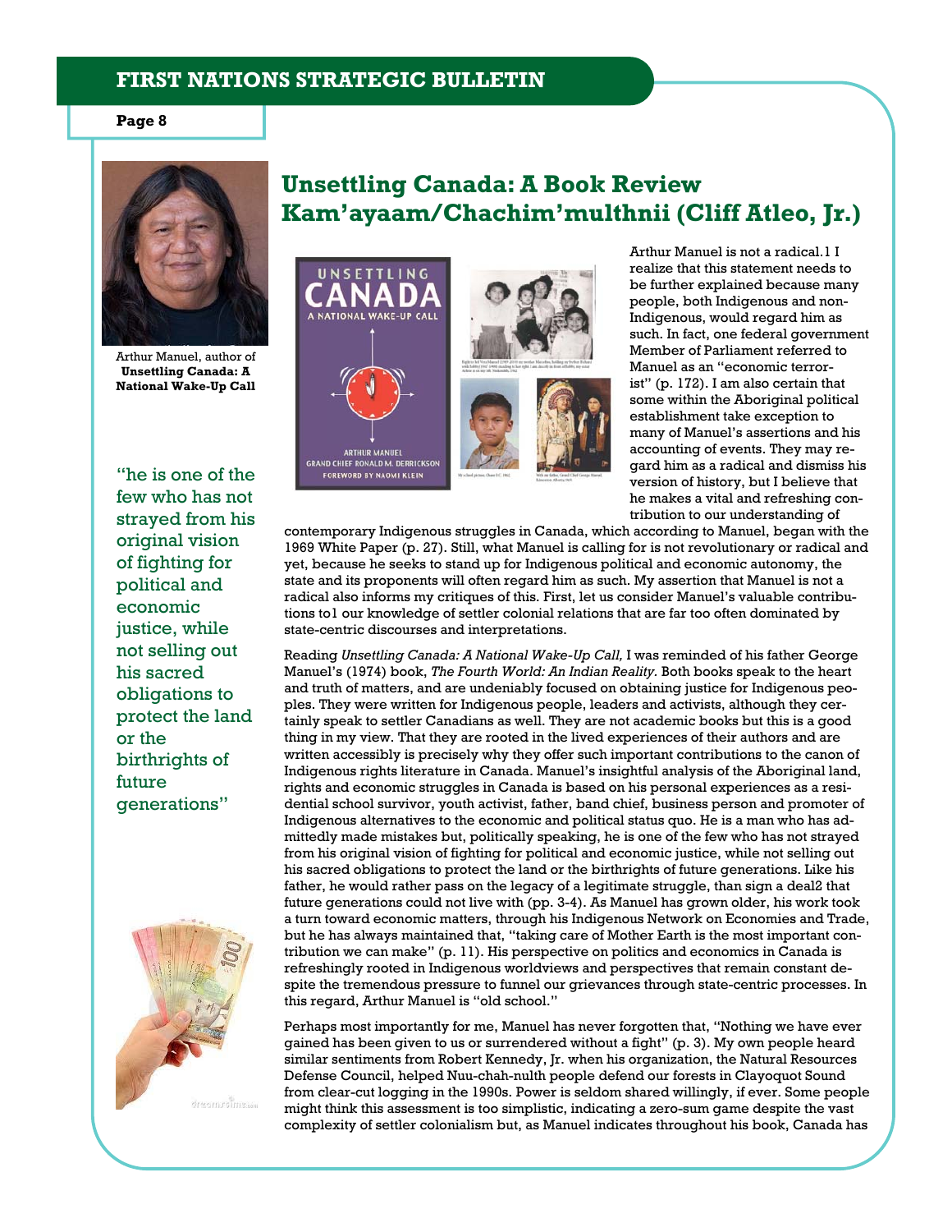## Unsettling Canada: A Book Review
## Kam'ayaam/Chachim'multhnii (Cliff Atleo, Jr.)

Arthur Manuel, author of **Unsettling Canada: A National Wake-Up Call**

> "he is one of the few who has not strayed from his original vision of fighting for political and economic justice, while not selling out his sacred obligations to protect the land or the birthrights of future generations"

Arthur Manuel is not a radical.1 I realize that this statement needs to be further explained because many people, both Indigenous and non-Indigenous, would regard him as such. In fact, one federal government Member of Parliament referred to Manuel as an "economic terrorist" (p. 172). I am also certain that some within the Aboriginal political establishment take exception to many of Manuel's assertions and his accounting of events. They may regard him as a radical and dismiss his version of history, but I believe that he makes a vital and refreshing contribution to our understanding of contemporary Indigenous struggles in Canada, which according to Manuel, began with the 1969 White Paper (p. 27). Still, what Manuel is calling for is not revolutionary or radical and yet, because he seeks to stand up for Indigenous political and economic autonomy, the state and its proponents will often regard him as such. My assertion that Manuel is not a radical also informs my critiques of this. First, let us consider Manuel's valuable contributions to1 our knowledge of settler colonial relations that are far too often dominated by state-centric discourses and interpretations.

Reading *Unsettling Canada: A National Wake-Up Call,* I was reminded of his father George Manuel's (1974) book, *The Fourth World: An Indian Reality.* Both books speak to the heart and truth of matters, and are undeniably focused on obtaining justice for Indigenous peoples. They were written for Indigenous people, leaders and activists, although they certainly speak to settler Canadians as well. They are not academic books but this is a good thing in my view. That they are rooted in the lived experiences of their authors and are written accessibly is precisely why they offer such important contributions to the canon of Indigenous rights literature in Canada. Manuel's insightful analysis of the Aboriginal land, rights and economic struggles in Canada is based on his personal experiences as a residential school survivor, youth activist, father, band chief, business person and promoter of Indigenous alternatives to the economic and political status quo. He is a man who has admittedly made mistakes but, politically speaking, he is one of the few who has not strayed from his original vision of fighting for political and economic justice, while not selling out his sacred obligations to protect the land or the birthrights of future generations. Like his father, he would rather pass on the legacy of a legitimate struggle, than sign a deal2 that future generations could not live with (pp. 3-4). As Manuel has grown older, his work took a turn toward economic matters, through his Indigenous Network on Economies and Trade, but he has always maintained that, "taking care of Mother Earth is the most important contribution we can make" (p. 11). His perspective on politics and economics in Canada is refreshingly rooted in Indigenous worldviews and perspectives that remain constant despite the tremendous pressure to funnel our grievances through state-centric processes. In this regard, Arthur Manuel is "old school."

Perhaps most importantly for me, Manuel has never forgotten that, "Nothing we have ever gained has been given to us or surrendered without a fight" (p. 3). My own people heard similar sentiments from Robert Kennedy, Jr. when his organization, the Natural Resources Defense Council, helped Nuu-chah-nulth people defend our forests in Clayoquot Sound from clear-cut logging in the 1990s. Power is seldom shared willingly, if ever. Some people might think this assessment is too simplistic, indicating a zero-sum game despite the vast complexity of settler colonialism but, as Manuel indicates throughout his book, Canada has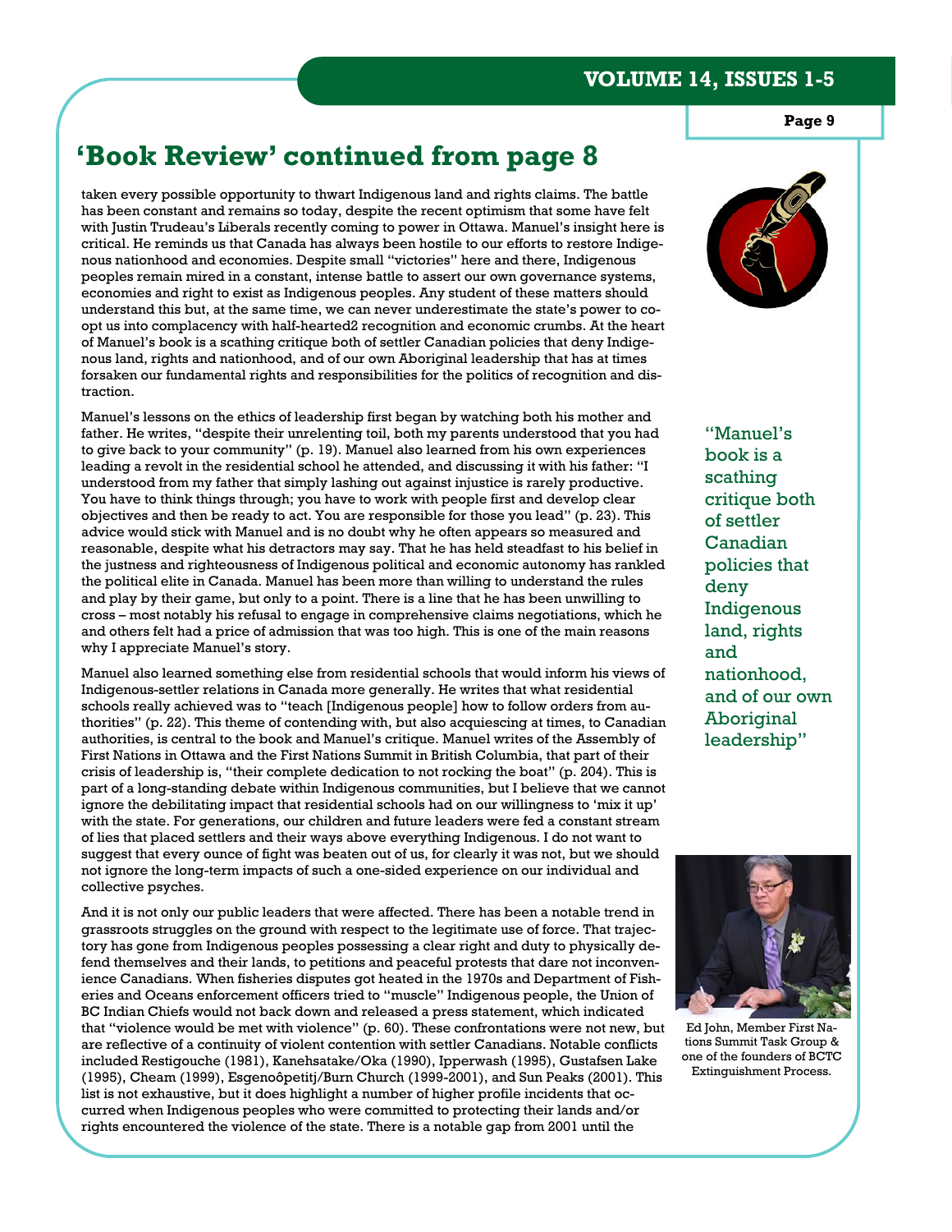# 'Book Review' continued from page 8

taken every possible opportunity to thwart Indigenous land and rights claims. The battle has been constant and remains so today, despite the recent optimism that some have felt with Justin Trudeau's Liberals recently coming to power in Ottawa. Manuel's insight here is critical. He reminds us that Canada has always been hostile to our efforts to restore Indigenous nationhood and economies. Despite small "victories" here and there, Indigenous peoples remain mired in a constant, intense battle to assert our own governance systems, economies and right to exist as Indigenous peoples. Any student of these matters should understand this but, at the same time, we can never underestimate the state's power to co-opt us into complacency with half-hearted2 recognition and economic crumbs. At the heart of Manuel's book is a scathing critique both of settler Canadian policies that deny Indigenous land, rights and nationhood, and of our own Aboriginal leadership that has at times forsaken our fundamental rights and responsibilities for the politics of recognition and distraction.

Manuel's lessons on the ethics of leadership first began by watching both his mother and father. He writes, "despite their unrelenting toil, both my parents understood that you had to give back to your community" (p. 19). Manuel also learned from his own experiences leading a revolt in the residential school he attended, and discussing it with his father: "I understood from my father that simply lashing out against injustice is rarely productive. You have to think things through; you have to work with people first and develop clear objectives and then be ready to act. You are responsible for those you lead" (p. 23). This advice would stick with Manuel and is no doubt why he often appears so measured and reasonable, despite what his detractors may say. That he has held steadfast to his belief in the justness and righteousness of Indigenous political and economic autonomy has rankled the political elite in Canada. Manuel has been more than willing to understand the rules and play by their game, but only to a point. There is a line that he has been unwilling to cross – most notably his refusal to engage in comprehensive claims negotiations, which he and others felt had a price of admission that was too high. This is one of the main reasons why I appreciate Manuel's story.

> "Manuel's book is a scathing critique both of settler Canadian policies that deny Indigenous land, rights and nationhood, and of our own Aboriginal leadership"

Manuel also learned something else from residential schools that would inform his views of Indigenous-settler relations in Canada more generally. He writes that what residential schools really achieved was to "teach [Indigenous people] how to follow orders from authorities" (p. 22). This theme of contending with, but also acquiescing at times, to Canadian authorities, is central to the book and Manuel's critique. Manuel writes of the Assembly of First Nations in Ottawa and the First Nations Summit in British Columbia, that part of their crisis of leadership is, "their complete dedication to not rocking the boat" (p. 204). This is part of a long-standing debate within Indigenous communities, but I believe that we cannot ignore the debilitating impact that residential schools had on our willingness to 'mix it up' with the state. For generations, our children and future leaders were fed a constant stream of lies that placed settlers and their ways above everything Indigenous. I do not want to suggest that every ounce of fight was beaten out of us, for clearly it was not, but we should not ignore the long-term impacts of such a one-sided experience on our individual and collective psyches.

And it is not only our public leaders that were affected. There has been a notable trend in grassroots struggles on the ground with respect to the legitimate use of force. That trajectory has gone from Indigenous peoples possessing a clear right and duty to physically defend themselves and their lands, to petitions and peaceful protests that dare not inconvenience Canadians. When fisheries disputes got heated in the 1970s and Department of Fisheries and Oceans enforcement officers tried to "muscle" Indigenous people, the Union of BC Indian Chiefs would not back down and released a press statement, which indicated that "violence would be met with violence" (p. 60). These confrontations were not new, but are reflective of a continuity of violent contention with settler Canadians. Notable conflicts included Restigouche (1981), Kanehsatake/Oka (1990), Ipperwash (1995), Gustafsen Lake (1995), Cheam (1999), Esgenoôpetitj/Burn Church (1999-2001), and Sun Peaks (2001). This list is not exhaustive, but it does highlight a number of higher profile incidents that occurred when Indigenous peoples who were committed to protecting their lands and/or rights encountered the violence of the state. There is a notable gap from 2001 until the

Ed John, Member First Nations Summit Task Group & one of the founders of BCTC Extinguishment Process.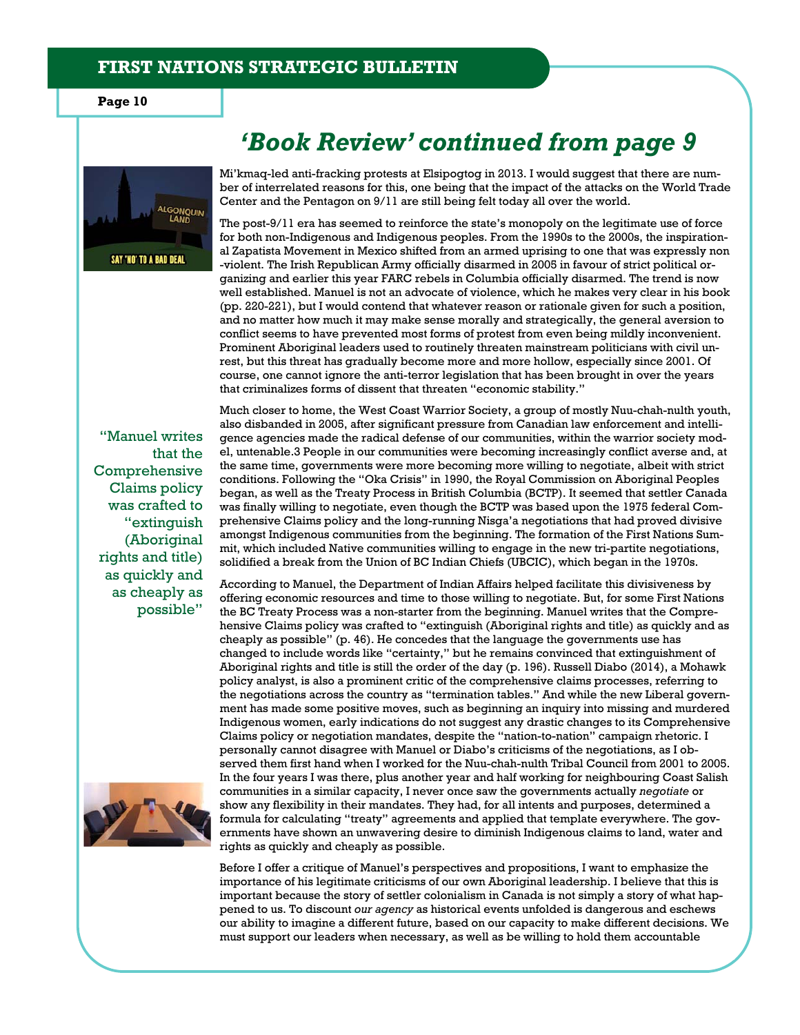## *'Book Review' continued from page 9*

Mi'kmaq-led anti-fracking protests at Elsipogtog in 2013. I would suggest that there are number of interrelated reasons for this, one being that the impact of the attacks on the World Trade Center and the Pentagon on 9/11 are still being felt today all over the world.

The post-9/11 era has seemed to reinforce the state's monopoly on the legitimate use of force for both non-Indigenous and Indigenous peoples. From the 1990s to the 2000s, the inspirational Zapatista Movement in Mexico shifted from an armed uprising to one that was expressly non-violent. The Irish Republican Army officially disarmed in 2005 in favour of strict political organizing and earlier this year FARC rebels in Columbia officially disarmed. The trend is now well established. Manuel is not an advocate of violence, which he makes very clear in his book (pp. 220-221), but I would contend that whatever reason or rationale given for such a position, and no matter how much it may make sense morally and strategically, the general aversion to conflict seems to have prevented most forms of protest from even being mildly inconvenient. Prominent Aboriginal leaders used to routinely threaten mainstream politicians with civil unrest, but this threat has gradually become more and more hollow, especially since 2001. Of course, one cannot ignore the anti-terror legislation that has been brought in over the years that criminalizes forms of dissent that threaten "economic stability."

Much closer to home, the West Coast Warrior Society, a group of mostly Nuu-chah-nulth youth, also disbanded in 2005, after significant pressure from Canadian law enforcement and intelligence agencies made the radical defense of our communities, within the warrior society model, untenable.3 People in our communities were becoming increasingly conflict averse and, at the same time, governments were more becoming more willing to negotiate, albeit with strict conditions. Following the "Oka Crisis" in 1990, the Royal Commission on Aboriginal Peoples began, as well as the Treaty Process in British Columbia (BCTP). It seemed that settler Canada was finally willing to negotiate, even though the BCTP was based upon the 1975 federal Comprehensive Claims policy and the long-running Nisga'a negotiations that had proved divisive amongst Indigenous communities from the beginning. The formation of the First Nations Summit, which included Native communities willing to engage in the new tri-partite negotiations, solidified a break from the Union of BC Indian Chiefs (UBCIC), which began in the 1970s.

> "Manuel writes that the Comprehensive Claims policy was crafted to "extinguish (Aboriginal rights and title) as quickly and as cheaply as possible"

According to Manuel, the Department of Indian Affairs helped facilitate this divisiveness by offering economic resources and time to those willing to negotiate. But, for some First Nations the BC Treaty Process was a non-starter from the beginning. Manuel writes that the Comprehensive Claims policy was crafted to "extinguish (Aboriginal rights and title) as quickly and as cheaply as possible" (p. 46). He concedes that the language the governments use has changed to include words like "certainty," but he remains convinced that extinguishment of Aboriginal rights and title is still the order of the day (p. 196). Russell Diabo (2014), a Mohawk policy analyst, is also a prominent critic of the comprehensive claims processes, referring to the negotiations across the country as "termination tables." And while the new Liberal government has made some positive moves, such as beginning an inquiry into missing and murdered Indigenous women, early indications do not suggest any drastic changes to its Comprehensive Claims policy or negotiation mandates, despite the "nation-to-nation" campaign rhetoric. I personally cannot disagree with Manuel or Diabo's criticisms of the negotiations, as I observed them first hand when I worked for the Nuu-chah-nulth Tribal Council from 2001 to 2005. In the four years I was there, plus another year and half working for neighbouring Coast Salish communities in a similar capacity, I never once saw the governments actually *negotiate* or show any flexibility in their mandates. They had, for all intents and purposes, determined a formula for calculating "treaty" agreements and applied that template everywhere. The governments have shown an unwavering desire to diminish Indigenous claims to land, water and rights as quickly and cheaply as possible.

Before I offer a critique of Manuel's perspectives and propositions, I want to emphasize the importance of his legitimate criticisms of our own Aboriginal leadership. I believe that this is important because the story of settler colonialism in Canada is not simply a story of what happened to us. To discount *our agency* as historical events unfolded is dangerous and eschews our ability to imagine a different future, based on our capacity to make different decisions. We must support our leaders when necessary, as well as be willing to hold them accountable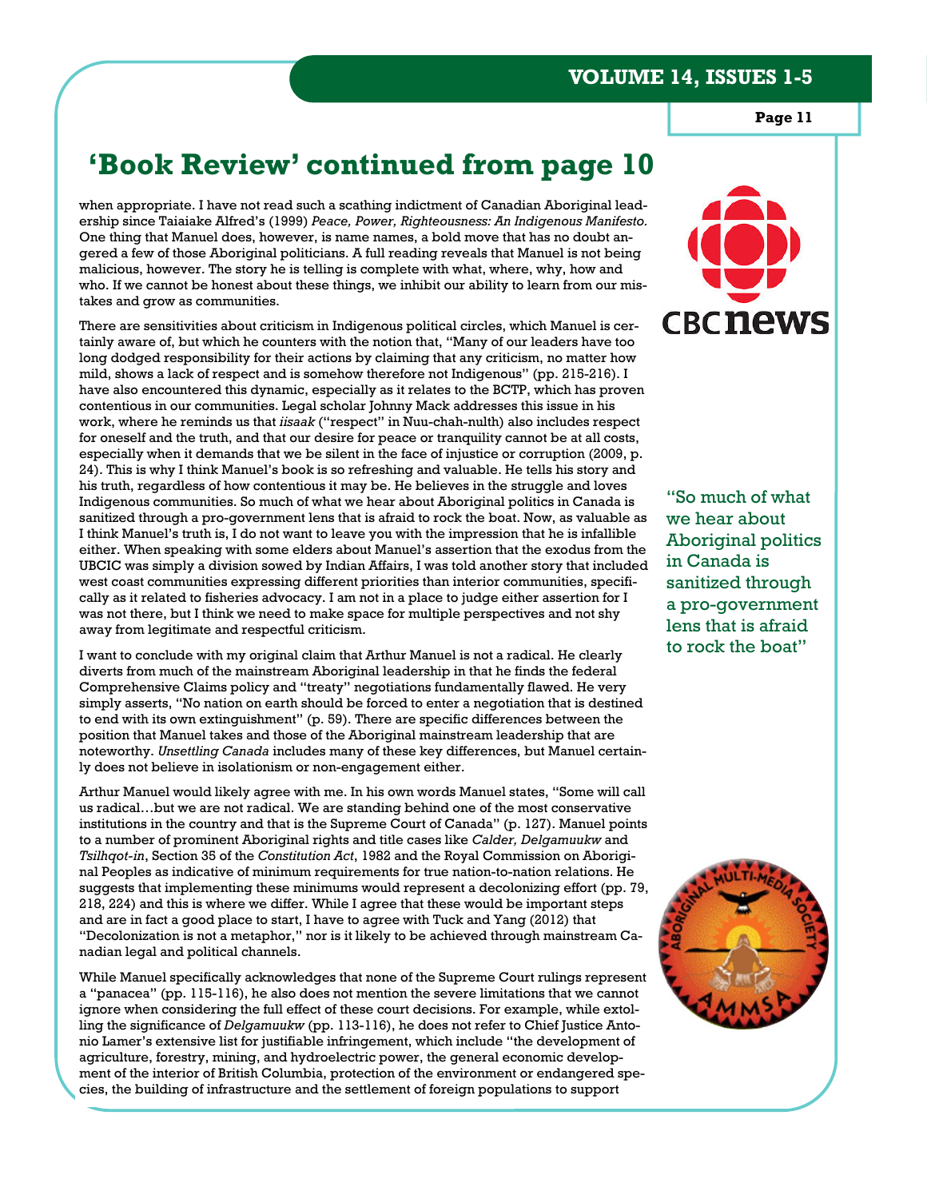## 'Book Review' continued from page 10

when appropriate. I have not read such a scathing indictment of Canadian Aboriginal leadership since Taiaiake Alfred's (1999) *Peace, Power, Righteousness: An Indigenous Manifesto.* One thing that Manuel does, however, is name names, a bold move that has no doubt angered a few of those Aboriginal politicians. A full reading reveals that Manuel is not being malicious, however. The story he is telling is complete with what, where, why, how and who. If we cannot be honest about these things, we inhibit our ability to learn from our mistakes and grow as communities.

There are sensitivities about criticism in Indigenous political circles, which Manuel is certainly aware of, but which he counters with the notion that, "Many of our leaders have too long dodged responsibility for their actions by claiming that any criticism, no matter how mild, shows a lack of respect and is somehow therefore not Indigenous" (pp. 215-216). I have also encountered this dynamic, especially as it relates to the BCTP, which has proven contentious in our communities. Legal scholar Johnny Mack addresses this issue in his work, where he reminds us that *iisaak* ("respect" in Nuu-chah-nulth) also includes respect for oneself and the truth, and that our desire for peace or tranquility cannot be at all costs, especially when it demands that we be silent in the face of injustice or corruption (2009, p. 24). This is why I think Manuel's book is so refreshing and valuable. He tells his story and his truth, regardless of how contentious it may be. He believes in the struggle and loves Indigenous communities. So much of what we hear about Aboriginal politics in Canada is sanitized through a pro-government lens that is afraid to rock the boat. Now, as valuable as I think Manuel's truth is, I do not want to leave you with the impression that he is infallible either. When speaking with some elders about Manuel's assertion that the exodus from the UBCIC was simply a division sowed by Indian Affairs, I was told another story that included west coast communities expressing different priorities than interior communities, specifically as it related to fisheries advocacy. I am not in a place to judge either assertion for I was not there, but I think we need to make space for multiple perspectives and not shy away from legitimate and respectful criticism.

> "So much of what we hear about Aboriginal politics in Canada is sanitized through a pro-government lens that is afraid to rock the boat"

I want to conclude with my original claim that Arthur Manuel is not a radical. He clearly diverts from much of the mainstream Aboriginal leadership in that he finds the federal Comprehensive Claims policy and "treaty" negotiations fundamentally flawed. He very simply asserts, "No nation on earth should be forced to enter a negotiation that is destined to end with its own extinguishment" (p. 59). There are specific differences between the position that Manuel takes and those of the Aboriginal mainstream leadership that are noteworthy. *Unsettling Canada* includes many of these key differences, but Manuel certainly does not believe in isolationism or non-engagement either.

Arthur Manuel would likely agree with me. In his own words Manuel states, "Some will call us radical…but we are not radical. We are standing behind one of the most conservative institutions in the country and that is the Supreme Court of Canada" (p. 127). Manuel points to a number of prominent Aboriginal rights and title cases like *Calder, Delgamuukw* and *Tsilhqot-in*, Section 35 of the *Constitution Act*, 1982 and the Royal Commission on Aboriginal Peoples as indicative of minimum requirements for true nation-to-nation relations. He suggests that implementing these minimums would represent a decolonizing effort (pp. 79, 218, 224) and this is where we differ. While I agree that these would be important steps and are in fact a good place to start, I have to agree with Tuck and Yang (2012) that "Decolonization is not a metaphor," nor is it likely to be achieved through mainstream Canadian legal and political channels.

While Manuel specifically acknowledges that none of the Supreme Court rulings represent a "panacea" (pp. 115-116), he also does not mention the severe limitations that we cannot ignore when considering the full effect of these court decisions. For example, while extolling the significance of *Delgamuukw* (pp. 113-116), he does not refer to Chief Justice Antonio Lamer's extensive list for justifiable infringement, which include "the development of agriculture, forestry, mining, and hydroelectric power, the general economic development of the interior of British Columbia, protection of the environment or endangered species, the building of infrastructure and the settlement of foreign populations to support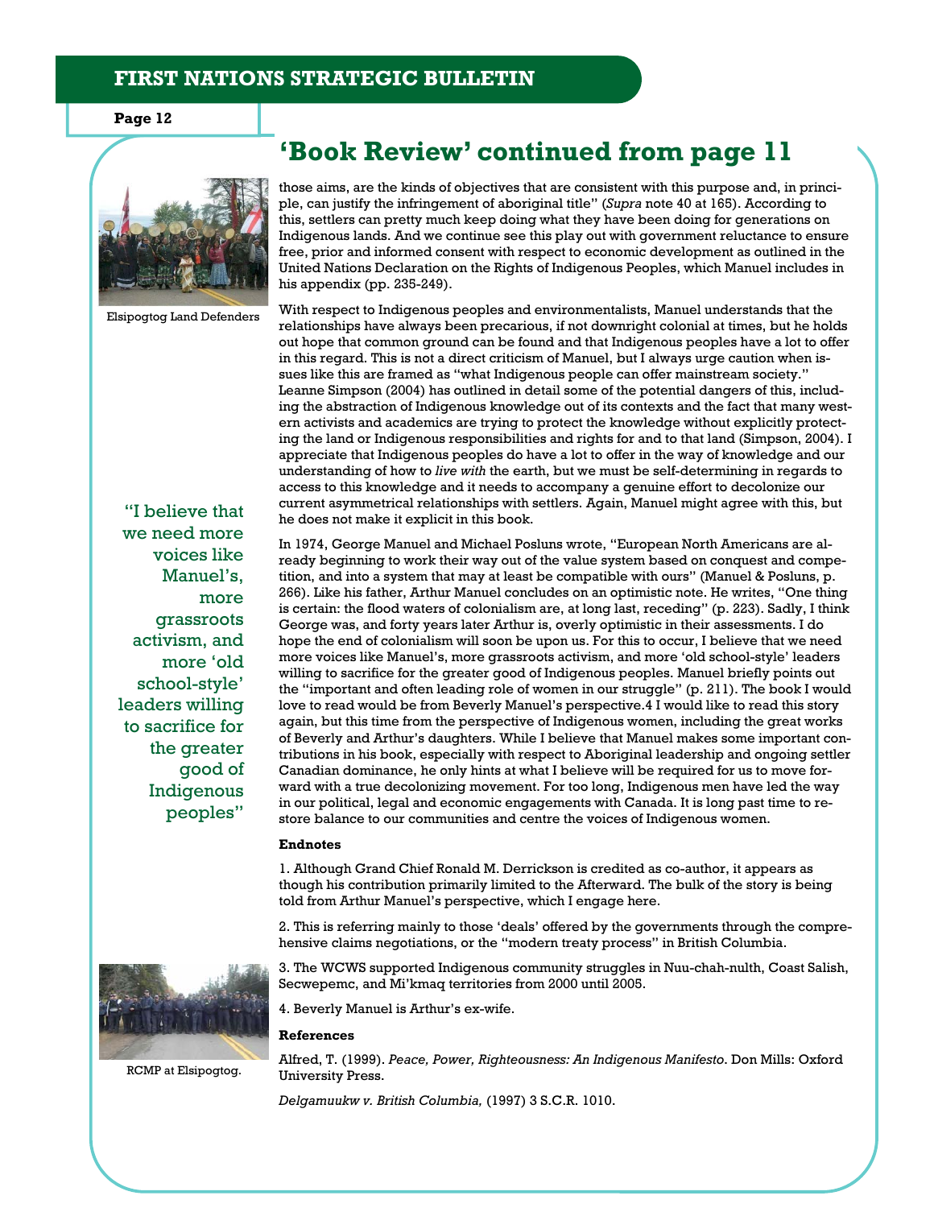## 'Book Review' continued from page 11

Elsipogtog Land Defenders

those aims, are the kinds of objectives that are consistent with this purpose and, in principle, can justify the infringement of aboriginal title" (*Supra* note 40 at 165). According to this, settlers can pretty much keep doing what they have been doing for generations on Indigenous lands. And we continue see this play out with government reluctance to ensure free, prior and informed consent with respect to economic development as outlined in the United Nations Declaration on the Rights of Indigenous Peoples, which Manuel includes in his appendix (pp. 235-249).

With respect to Indigenous peoples and environmentalists, Manuel understands that the relationships have always been precarious, if not downright colonial at times, but he holds out hope that common ground can be found and that Indigenous peoples have a lot to offer in this regard. This is not a direct criticism of Manuel, but I always urge caution when issues like this are framed as "what Indigenous people can offer mainstream society." Leanne Simpson (2004) has outlined in detail some of the potential dangers of this, including the abstraction of Indigenous knowledge out of its contexts and the fact that many western activists and academics are trying to protect the knowledge without explicitly protecting the land or Indigenous responsibilities and rights for and to that land (Simpson, 2004). I appreciate that Indigenous peoples do have a lot to offer in the way of knowledge and our understanding of how to *live with* the earth, but we must be self-determining in regards to access to this knowledge and it needs to accompany a genuine effort to decolonize our current asymmetrical relationships with settlers. Again, Manuel might agree with this, but he does not make it explicit in this book.

> "I believe that we need more voices like Manuel's, more grassroots activism, and more 'old school-style' leaders willing to sacrifice for the greater good of Indigenous peoples"

In 1974, George Manuel and Michael Posluns wrote, "European North Americans are already beginning to work their way out of the value system based on conquest and competition, and into a system that may at least be compatible with ours" (Manuel & Posluns, p. 266). Like his father, Arthur Manuel concludes on an optimistic note. He writes, "One thing is certain: the flood waters of colonialism are, at long last, receding" (p. 223). Sadly, I think George was, and forty years later Arthur is, overly optimistic in their assessments. I do hope the end of colonialism will soon be upon us. For this to occur, I believe that we need more voices like Manuel's, more grassroots activism, and more 'old school-style' leaders willing to sacrifice for the greater good of Indigenous peoples. Manuel briefly points out the "important and often leading role of women in our struggle" (p. 211). The book I would love to read would be from Beverly Manuel's perspective.[4] I would like to read this story again, but this time from the perspective of Indigenous women, including the great works of Beverly and Arthur's daughters. While I believe that Manuel makes some important contributions in his book, especially with respect to Aboriginal leadership and ongoing settler Canadian dominance, he only hints at what I believe will be required for us to move forward with a true decolonizing movement. For too long, Indigenous men have led the way in our political, legal and economic engagements with Canada. It is long past time to restore balance to our communities and centre the voices of Indigenous women.

**Endnotes**

1. Although Grand Chief Ronald M. Derrickson is credited as co-author, it appears as though his contribution primarily limited to the Afterward. The bulk of the story is being told from Arthur Manuel's perspective, which I engage here.

2. This is referring mainly to those 'deals' offered by the governments through the comprehensive claims negotiations, or the "modern treaty process" in British Columbia.

3. The WCWS supported Indigenous community struggles in Nuu-chah-nulth, Coast Salish, Secwepemc, and Mi'kmaq territories from 2000 until 2005.

4. Beverly Manuel is Arthur's ex-wife.

RCMP at Elsipogtog.

**References**

Alfred, T. (1999). *Peace, Power, Righteousness: An Indigenous Manifesto*. Don Mills: Oxford University Press.

*Delgamuukw v. British Columbia,* (1997) 3 S.C.R. 1010.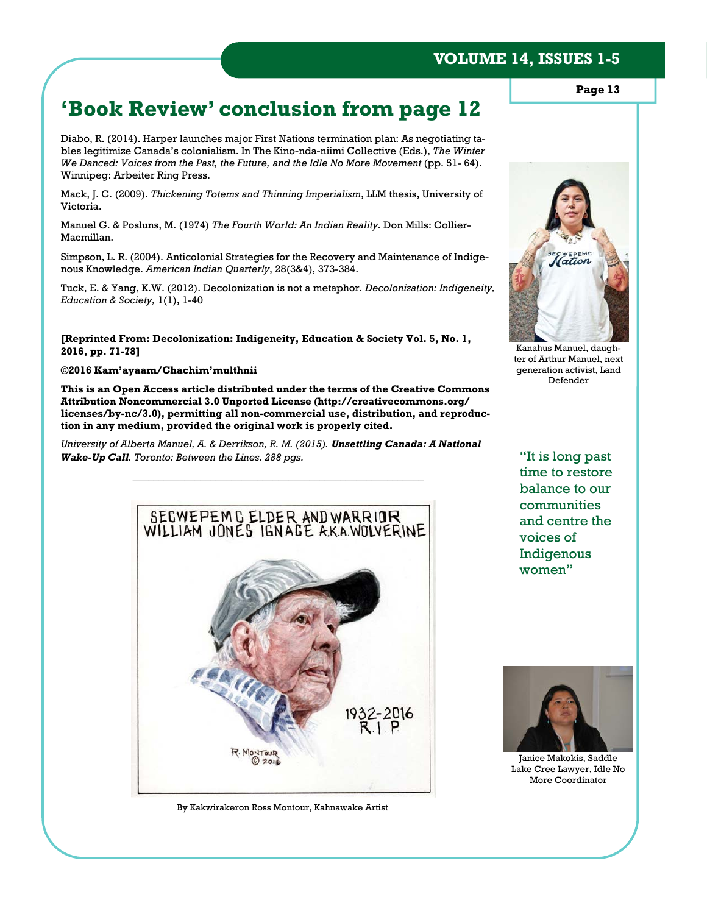# 'Book Review' conclusion from page 12

Diabo, R. (2014). Harper launches major First Nations termination plan: As negotiating tables legitimize Canada's colonialism. In The Kino-nda-niimi Collective (Eds.), *The Winter We Danced: Voices from the Past, the Future, and the Idle No More Movement* (pp. 51- 64). Winnipeg: Arbeiter Ring Press.

Mack, J. C. (2009). *Thickening Totems and Thinning Imperialism*, LLM thesis, University of Victoria.

Manuel G. & Posluns, M. (1974) *The Fourth World: An Indian Reality*. Don Mills: Collier-Macmillan.

Simpson, L. R. (2004). Anticolonial Strategies for the Recovery and Maintenance of Indigenous Knowledge. *American Indian Quarterly*, 28(3&4), 373-384.

Tuck, E. & Yang, K.W. (2012). Decolonization is not a metaphor. *Decolonization: Indigeneity, Education & Society,* 1(1), 1-40

**[Reprinted From: Decolonization: Indigeneity, Education & Society Vol. 5, No. 1, 2016, pp. 71-78]**

**©2016 Kam'ayaam/Chachim'multhnii**

**This is an Open Access article distributed under the terms of the Creative Commons Attribution Noncommercial 3.0 Unported License (http://creativecommons.org/licenses/by-nc/3.0), permitting all non-commercial use, distribution, and reproduction in any medium, provided the original work is properly cited.**

*University of Alberta Manuel, A. & Derrikson, R. M. (2015).* ***Unsettling Canada: A National Wake-Up Call****. Toronto: Between the Lines. 288 pgs.*

---

SECWEPEMC ELDER AND WARRIOR WILLIAM JONES IGNACE A.K.A. WOLVERINE

1932-2016 R.I.P.

By Kakwirakeron Ross Montour, Kahnawake Artist

Kanahus Manuel, daughter of Arthur Manuel, next generation activist, Land Defender

"It is long past time to restore balance to our communities and centre the voices of Indigenous women"

Janice Makokis, Saddle Lake Cree Lawyer, Idle No More Coordinator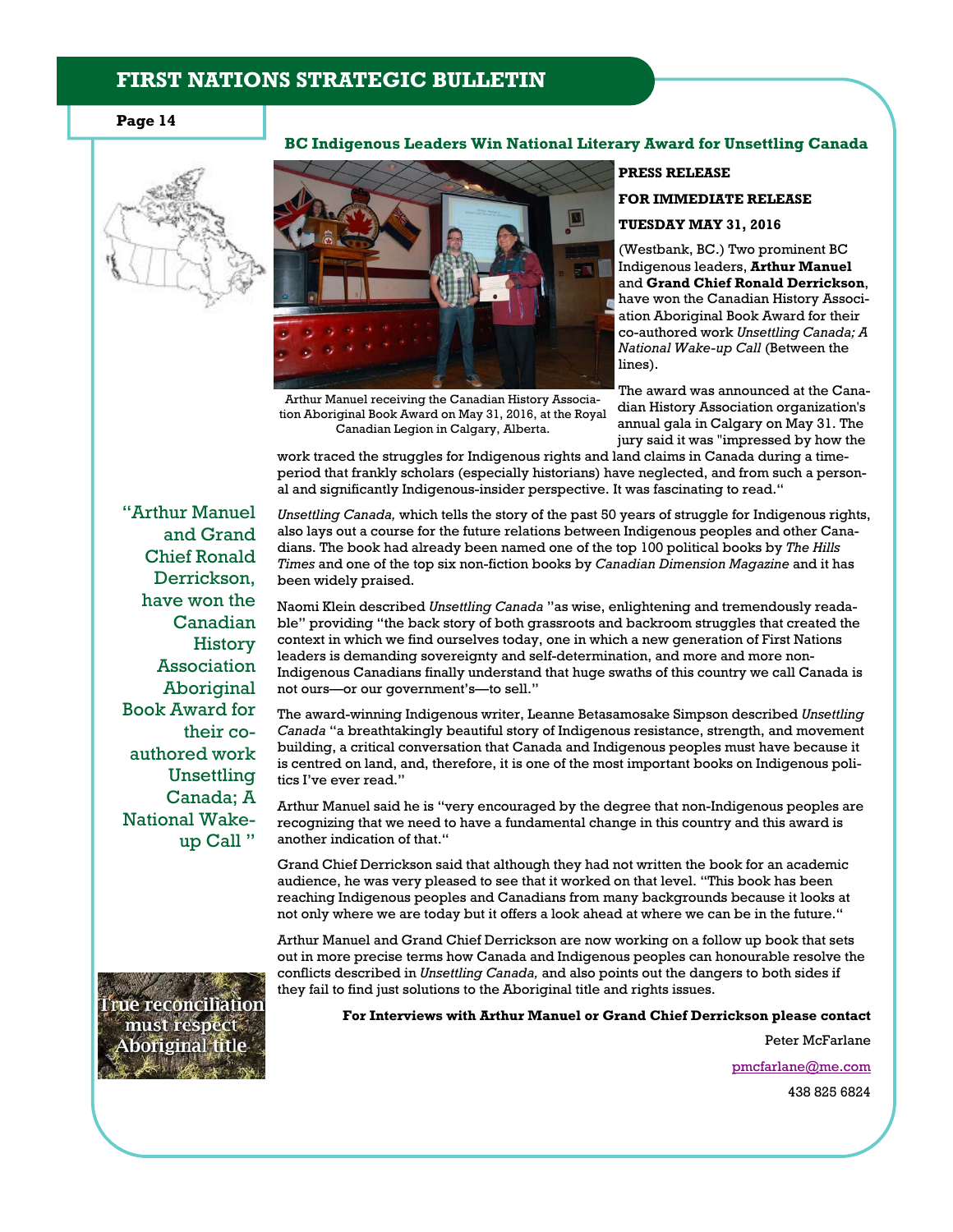## BC Indigenous Leaders Win National Literary Award for Unsettling Canada

Arthur Manuel receiving the Canadian History Association Aboriginal Book Award on May 31, 2016, at the Royal Canadian Legion in Calgary, Alberta.

**PRESS RELEASE**

**FOR IMMEDIATE RELEASE**

**TUESDAY MAY 31, 2016**

(Westbank, BC.) Two prominent BC Indigenous leaders, **Arthur Manuel** and **Grand Chief Ronald Derrickson**, have won the Canadian History Association Aboriginal Book Award for their co-authored work *Unsettling Canada; A National Wake-up Call* (Between the lines).

The award was announced at the Canadian History Association organization's annual gala in Calgary on May 31. The jury said it was "impressed by how the work traced the struggles for Indigenous rights and land claims in Canada during a time-period that frankly scholars (especially historians) have neglected, and from such a personal and significantly Indigenous-insider perspective. It was fascinating to read."

> "Arthur Manuel and Grand Chief Ronald Derrickson, have won the Canadian History Association Aboriginal Book Award for their co-authored work Unsettling Canada; A National Wake-up Call "

*Unsettling Canada,* which tells the story of the past 50 years of struggle for Indigenous rights, also lays out a course for the future relations between Indigenous peoples and other Canadians. The book had already been named one of the top 100 political books by *The Hills Times* and one of the top six non-fiction books by *Canadian Dimension Magazine* and it has been widely praised.

Naomi Klein described *Unsettling Canada* "as wise, enlightening and tremendously readable" providing "the back story of both grassroots and backroom struggles that created the context in which we find ourselves today, one in which a new generation of First Nations leaders is demanding sovereignty and self-determination, and more and more non-Indigenous Canadians finally understand that huge swaths of this country we call Canada is not ours—or our government's—to sell."

The award-winning Indigenous writer, Leanne Betasamosake Simpson described *Unsettling Canada* "a breathtakingly beautiful story of Indigenous resistance, strength, and movement building, a critical conversation that Canada and Indigenous peoples must have because it is centred on land, and, therefore, it is one of the most important books on Indigenous politics I've ever read."

Arthur Manuel said he is "very encouraged by the degree that non-Indigenous peoples are recognizing that we need to have a fundamental change in this country and this award is another indication of that."

Grand Chief Derrickson said that although they had not written the book for an academic audience, he was very pleased to see that it worked on that level. "This book has been reaching Indigenous peoples and Canadians from many backgrounds because it looks at not only where we are today but it offers a look ahead at where we can be in the future."

Arthur Manuel and Grand Chief Derrickson are now working on a follow up book that sets out in more precise terms how Canada and Indigenous peoples can honourable resolve the conflicts described in *Unsettling Canada,* and also points out the dangers to both sides if they fail to find just solutions to the Aboriginal title and rights issues.

**For Interviews with Arthur Manuel or Grand Chief Derrickson please contact**

Peter McFarlane

pmcfarlane@me.com

438 825 6824

True reconciliation must respect Aboriginal title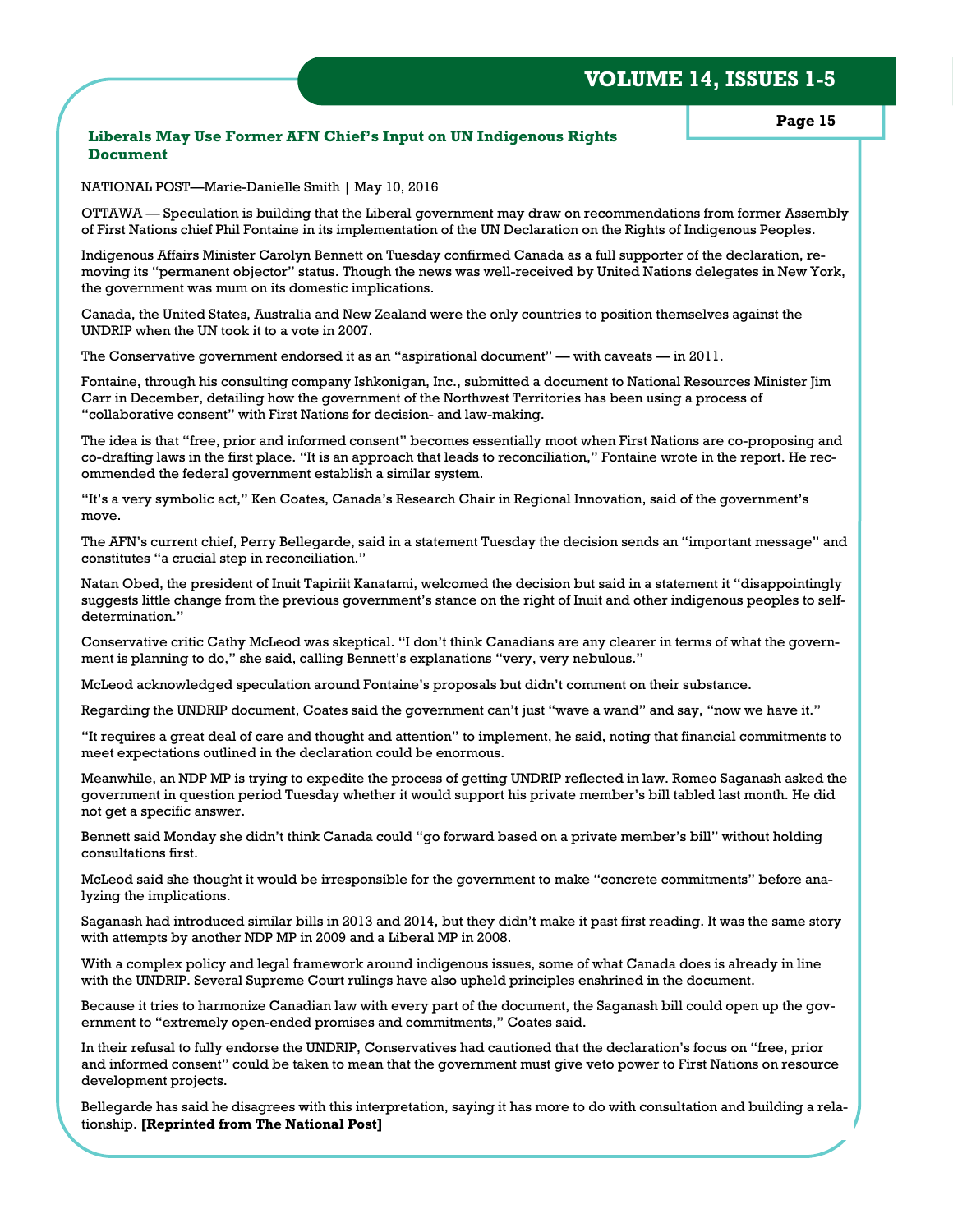### Liberals May Use Former AFN Chief's Input on UN Indigenous Rights Document

NATIONAL POST—Marie-Danielle Smith | May 10, 2016

OTTAWA — Speculation is building that the Liberal government may draw on recommendations from former Assembly of First Nations chief Phil Fontaine in its implementation of the UN Declaration on the Rights of Indigenous Peoples.

Indigenous Affairs Minister Carolyn Bennett on Tuesday confirmed Canada as a full supporter of the declaration, removing its "permanent objector" status. Though the news was well-received by United Nations delegates in New York, the government was mum on its domestic implications.

Canada, the United States, Australia and New Zealand were the only countries to position themselves against the UNDRIP when the UN took it to a vote in 2007.

The Conservative government endorsed it as an "aspirational document" — with caveats — in 2011.

Fontaine, through his consulting company Ishkonigan, Inc., submitted a document to National Resources Minister Jim Carr in December, detailing how the government of the Northwest Territories has been using a process of "collaborative consent" with First Nations for decision- and law-making.

The idea is that "free, prior and informed consent" becomes essentially moot when First Nations are co-proposing and co-drafting laws in the first place. "It is an approach that leads to reconciliation," Fontaine wrote in the report. He recommended the federal government establish a similar system.

"It's a very symbolic act," Ken Coates, Canada's Research Chair in Regional Innovation, said of the government's move.

The AFN's current chief, Perry Bellegarde, said in a statement Tuesday the decision sends an "important message" and constitutes "a crucial step in reconciliation."

Natan Obed, the president of Inuit Tapiriit Kanatami, welcomed the decision but said in a statement it "disappointingly suggests little change from the previous government's stance on the right of Inuit and other indigenous peoples to self-determination."

Conservative critic Cathy McLeod was skeptical. "I don't think Canadians are any clearer in terms of what the government is planning to do," she said, calling Bennett's explanations "very, very nebulous."

McLeod acknowledged speculation around Fontaine's proposals but didn't comment on their substance.

Regarding the UNDRIP document, Coates said the government can't just "wave a wand" and say, "now we have it."

"It requires a great deal of care and thought and attention" to implement, he said, noting that financial commitments to meet expectations outlined in the declaration could be enormous.

Meanwhile, an NDP MP is trying to expedite the process of getting UNDRIP reflected in law. Romeo Saganash asked the government in question period Tuesday whether it would support his private member's bill tabled last month. He did not get a specific answer.

Bennett said Monday she didn't think Canada could "go forward based on a private member's bill" without holding consultations first.

McLeod said she thought it would be irresponsible for the government to make "concrete commitments" before analyzing the implications.

Saganash had introduced similar bills in 2013 and 2014, but they didn't make it past first reading. It was the same story with attempts by another NDP MP in 2009 and a Liberal MP in 2008.

With a complex policy and legal framework around indigenous issues, some of what Canada does is already in line with the UNDRIP. Several Supreme Court rulings have also upheld principles enshrined in the document.

Because it tries to harmonize Canadian law with every part of the document, the Saganash bill could open up the government to "extremely open-ended promises and commitments," Coates said.

In their refusal to fully endorse the UNDRIP, Conservatives had cautioned that the declaration's focus on "free, prior and informed consent" could be taken to mean that the government must give veto power to First Nations on resource development projects.

Bellegarde has said he disagrees with this interpretation, saying it has more to do with consultation and building a relationship. **[Reprinted from The National Post]**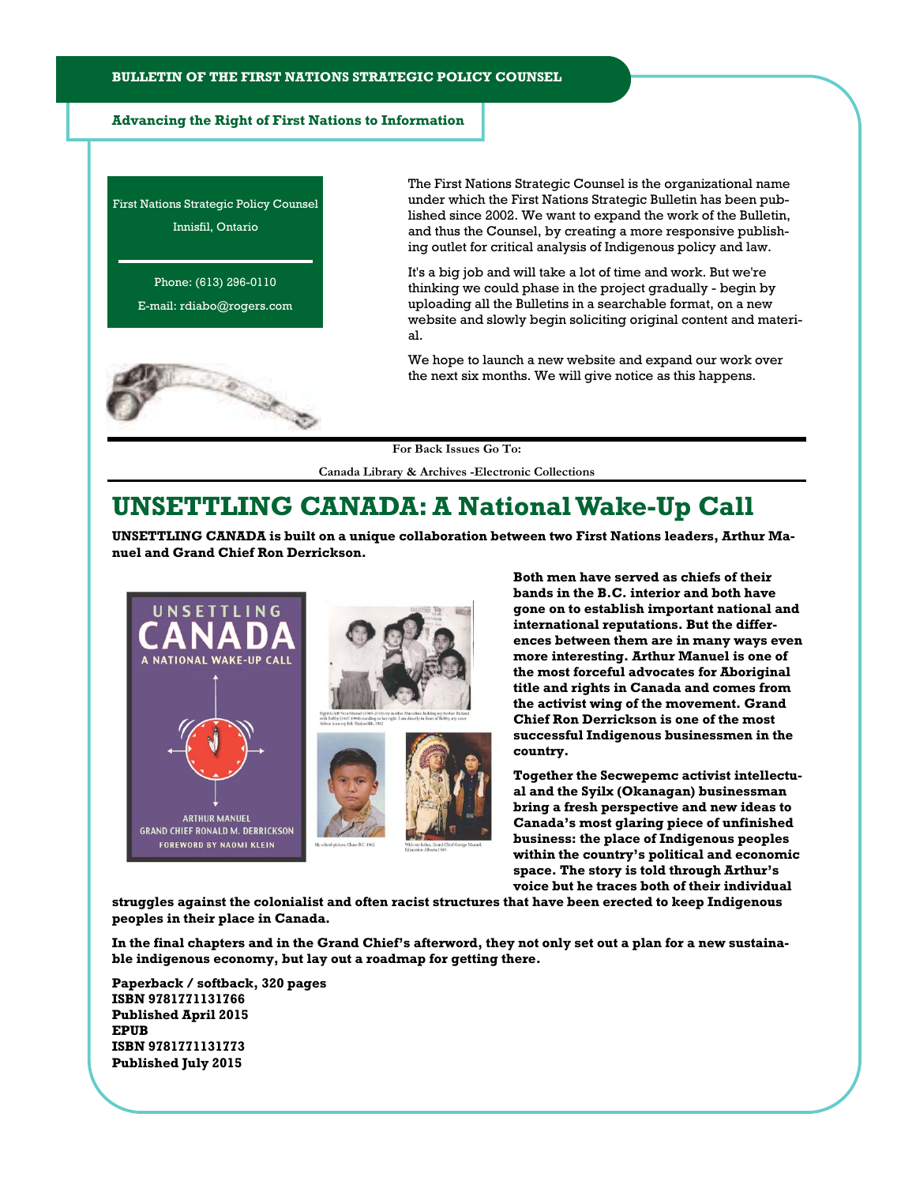**BULLETIN OF THE FIRST NATIONS STRATEGIC POLICY COUNSEL**

**Advancing the Right of First Nations to Information**

First Nations Strategic Policy Counsel

Innisfil, Ontario

Phone: (613) 296-0110

E-mail: rdiabo@rogers.com

The First Nations Strategic Counsel is the organizational name under which the First Nations Strategic Bulletin has been published since 2002. We want to expand the work of the Bulletin, and thus the Counsel, by creating a more responsive publishing outlet for critical analysis of Indigenous policy and law.

It's a big job and will take a lot of time and work. But we're thinking we could phase in the project gradually - begin by uploading all the Bulletins in a searchable format, on a new website and slowly begin soliciting original content and material.

We hope to launch a new website and expand our work over the next six months. We will give notice as this happens.

**For Back Issues Go To:**

**Canada Library & Archives -Electronic Collections**

# UNSETTLING CANADA: A National Wake-Up Call

**UNSETTLING CANADA is built on a unique collaboration between two First Nations leaders, Arthur Manuel and Grand Chief Ron Derrickson.**

**Both men have served as chiefs of their bands in the B.C. interior and both have gone on to establish important national and international reputations. But the differences between them are in many ways even more interesting. Arthur Manuel is one of the most forceful advocates for Aboriginal title and rights in Canada and comes from the activist wing of the movement. Grand Chief Ron Derrickson is one of the most successful Indigenous businessmen in the country.**

**Together the Secwepemc activist intellectual and the Syilx (Okanagan) businessman bring a fresh perspective and new ideas to Canada's most glaring piece of unfinished business: the place of Indigenous peoples within the country's political and economic space. The story is told through Arthur's voice but he traces both of their individual struggles against the colonialist and often racist structures that have been erected to keep Indigenous peoples in their place in Canada.**

**In the final chapters and in the Grand Chief's afterword, they not only set out a plan for a new sustainable indigenous economy, but lay out a roadmap for getting there.**

**Paperback / softback, 320 pages**
**ISBN 9781771131766**
**Published April 2015**
**EPUB**
**ISBN 9781771131773**
**Published July 2015**